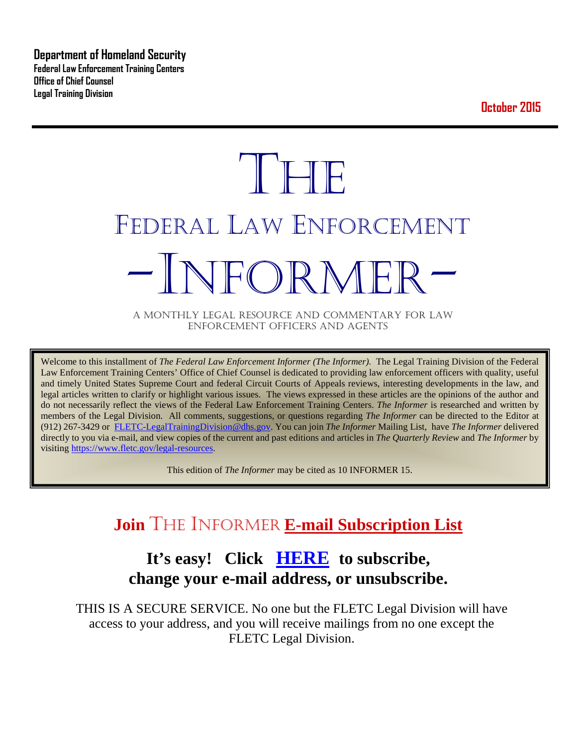**Department of Homeland Security**
**Federal Law Enforcement Training Centers**
**Office of Chief Counsel**
**Legal Training Division**

**October 2015**

---

# THE
# FEDERAL LAW ENFORCEMENT
# -INFORMER-

A MONTHLY LEGAL RESOURCE AND COMMENTARY FOR LAW ENFORCEMENT OFFICERS AND AGENTS

Welcome to this installment of *The Federal Law Enforcement Informer (The Informer).* The Legal Training Division of the Federal Law Enforcement Training Centers' Office of Chief Counsel is dedicated to providing law enforcement officers with quality, useful and timely United States Supreme Court and federal Circuit Courts of Appeals reviews, interesting developments in the law, and legal articles written to clarify or highlight various issues. The views expressed in these articles are the opinions of the author and do not necessarily reflect the views of the Federal Law Enforcement Training Centers. *The Informer* is researched and written by members of the Legal Division. All comments, suggestions, or questions regarding *The Informer* can be directed to the Editor at (912) 267-3429 or FLETC-LegalTrainingDivision@dhs.gov. You can join *The Informer* Mailing List, have *The Informer* delivered directly to you via e-mail, and view copies of the current and past editions and articles in *The Quarterly Review* and *The Informer* by visiting https://www.fletc.gov/legal-resources.

This edition of *The Informer* may be cited as 10 INFORMER 15.

## Join THE INFORMER E-mail Subscription List

### It's easy! Click HERE to subscribe, change your e-mail address, or unsubscribe.

THIS IS A SECURE SERVICE. No one but the FLETC Legal Division will have access to your address, and you will receive mailings from no one except the FLETC Legal Division.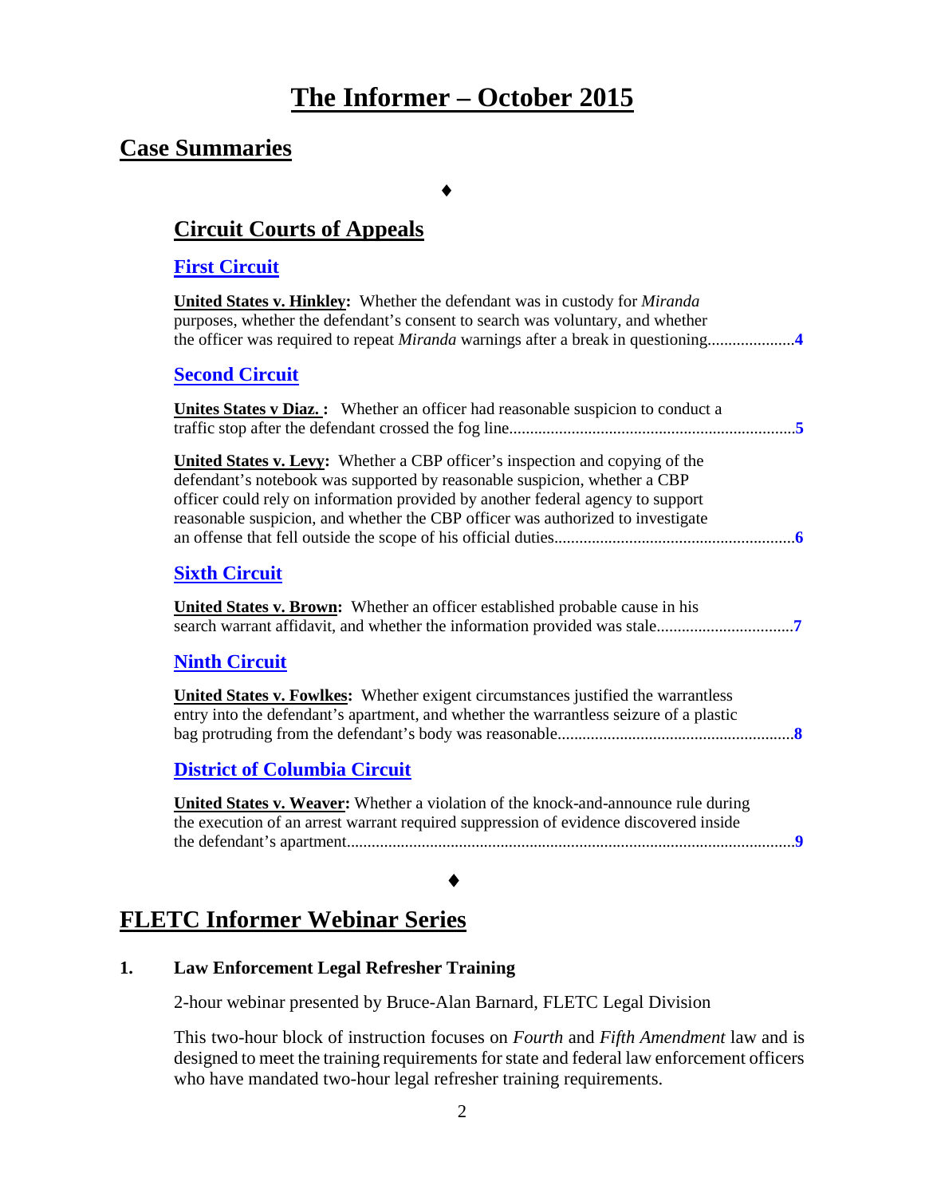# The Informer – October 2015

## Case Summaries

♦

### Circuit Courts of Appeals

#### First Circuit

**United States v. Hinkley:** Whether the defendant was in custody for *Miranda* purposes, whether the defendant's consent to search was voluntary, and whether the officer was required to repeat *Miranda* warnings after a break in questioning.....................**4**

#### Second Circuit

**Unites States v Diaz. :** Whether an officer had reasonable suspicion to conduct a traffic stop after the defendant crossed the fog line.....................................................................**5**

**United States v. Levy:** Whether a CBP officer's inspection and copying of the defendant's notebook was supported by reasonable suspicion, whether a CBP officer could rely on information provided by another federal agency to support reasonable suspicion, and whether the CBP officer was authorized to investigate an offense that fell outside the scope of his official duties.........................................................**6**

#### Sixth Circuit

**United States v. Brown:** Whether an officer established probable cause in his search warrant affidavit, and whether the information provided was stale................................**7**

#### Ninth Circuit

**United States v. Fowlkes:** Whether exigent circumstances justified the warrantless entry into the defendant's apartment, and whether the warrantless seizure of a plastic bag protruding from the defendant's body was reasonable.........................................................**8**

#### District of Columbia Circuit

**United States v. Weaver:** Whether a violation of the knock-and-announce rule during the execution of an arrest warrant required suppression of evidence discovered inside the defendant's apartment...........................................................................................................**9**

♦

## FLETC Informer Webinar Series

**1. Law Enforcement Legal Refresher Training**

2-hour webinar presented by Bruce-Alan Barnard, FLETC Legal Division

This two-hour block of instruction focuses on *Fourth* and *Fifth Amendment* law and is designed to meet the training requirements for state and federal law enforcement officers who have mandated two-hour legal refresher training requirements.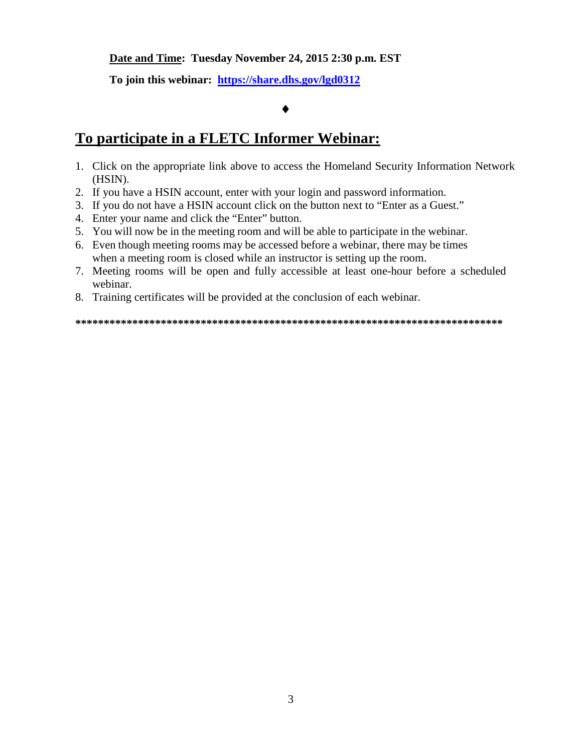**Date and Time: Tuesday November 24, 2015 2:30 p.m. EST**

**To join this webinar: [https://share.dhs.gov/lgd0312](https://share.dhs.gov/lgd0312)**

♦

## To participate in a FLETC Informer Webinar:

1. Click on the appropriate link above to access the Homeland Security Information Network (HSIN).
2. If you have a HSIN account, enter with your login and password information.
3. If you do not have a HSIN account click on the button next to "Enter as a Guest."
4. Enter your name and click the "Enter" button.
5. You will now be in the meeting room and will be able to participate in the webinar.
6. Even though meeting rooms may be accessed before a webinar, there may be times when a meeting room is closed while an instructor is setting up the room.
7. Meeting rooms will be open and fully accessible at least one-hour before a scheduled webinar.
8. Training certificates will be provided at the conclusion of each webinar.

**\*\*\*\*\*\*\*\*\*\*\*\*\*\*\*\*\*\*\*\*\*\*\*\*\*\*\*\*\*\*\*\*\*\*\*\*\*\*\*\*\*\*\*\*\*\*\*\*\*\*\*\*\*\*\*\*\*\*\*\*\*\*\*\*\*\*\*\*\*\*\*\*\*\*\*\*\***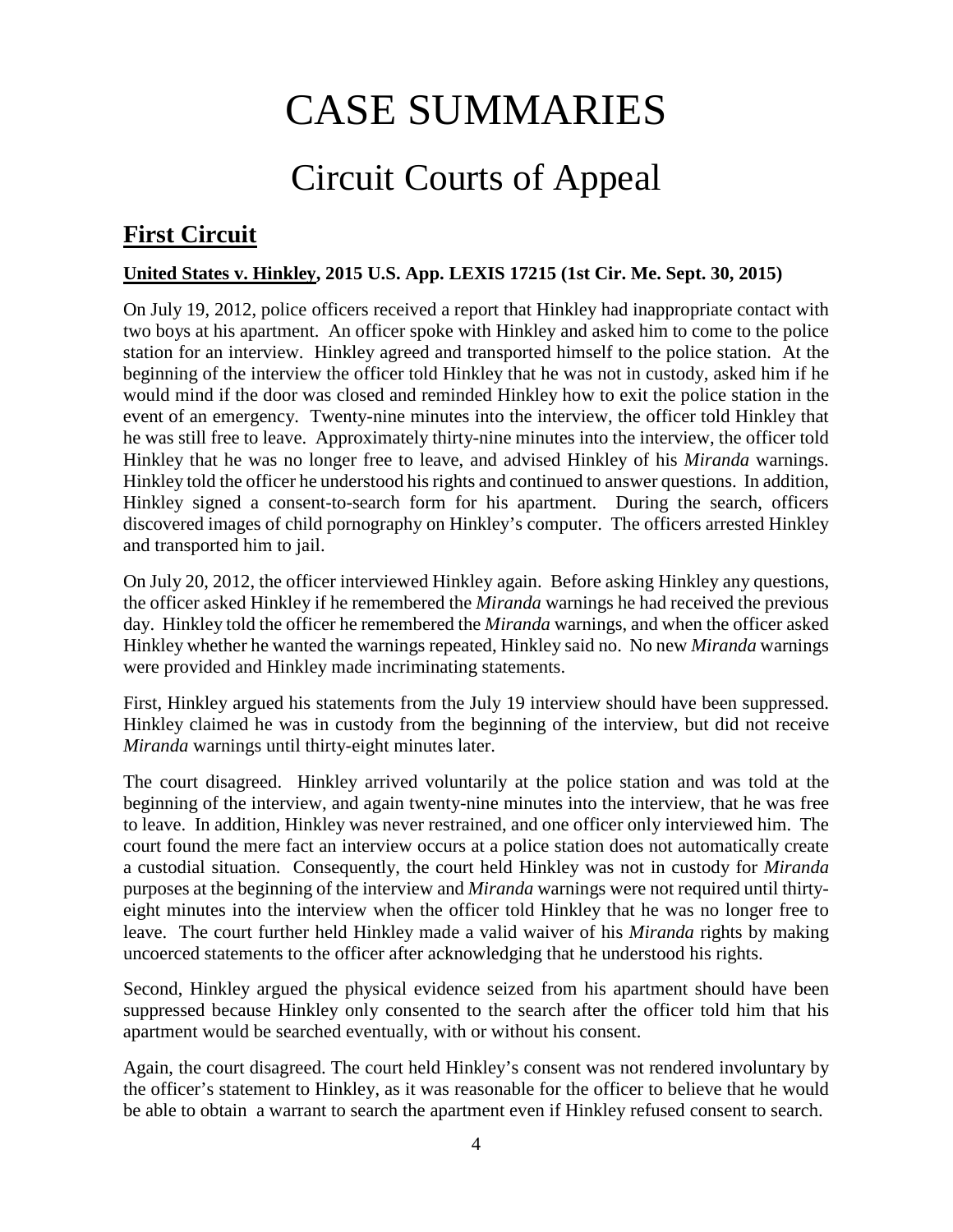# CASE SUMMARIES

## Circuit Courts of Appeal

### First Circuit

**United States v. Hinkley, 2015 U.S. App. LEXIS 17215 (1st Cir. Me. Sept. 30, 2015)**

On July 19, 2012, police officers received a report that Hinkley had inappropriate contact with two boys at his apartment. An officer spoke with Hinkley and asked him to come to the police station for an interview. Hinkley agreed and transported himself to the police station. At the beginning of the interview the officer told Hinkley that he was not in custody, asked him if he would mind if the door was closed and reminded Hinkley how to exit the police station in the event of an emergency. Twenty-nine minutes into the interview, the officer told Hinkley that he was still free to leave. Approximately thirty-nine minutes into the interview, the officer told Hinkley that he was no longer free to leave, and advised Hinkley of his *Miranda* warnings. Hinkley told the officer he understood his rights and continued to answer questions. In addition, Hinkley signed a consent-to-search form for his apartment. During the search, officers discovered images of child pornography on Hinkley's computer. The officers arrested Hinkley and transported him to jail.

On July 20, 2012, the officer interviewed Hinkley again. Before asking Hinkley any questions, the officer asked Hinkley if he remembered the *Miranda* warnings he had received the previous day. Hinkley told the officer he remembered the *Miranda* warnings, and when the officer asked Hinkley whether he wanted the warnings repeated, Hinkley said no. No new *Miranda* warnings were provided and Hinkley made incriminating statements.

First, Hinkley argued his statements from the July 19 interview should have been suppressed. Hinkley claimed he was in custody from the beginning of the interview, but did not receive *Miranda* warnings until thirty-eight minutes later.

The court disagreed. Hinkley arrived voluntarily at the police station and was told at the beginning of the interview, and again twenty-nine minutes into the interview, that he was free to leave. In addition, Hinkley was never restrained, and one officer only interviewed him. The court found the mere fact an interview occurs at a police station does not automatically create a custodial situation. Consequently, the court held Hinkley was not in custody for *Miranda* purposes at the beginning of the interview and *Miranda* warnings were not required until thirty-eight minutes into the interview when the officer told Hinkley that he was no longer free to leave. The court further held Hinkley made a valid waiver of his *Miranda* rights by making uncoerced statements to the officer after acknowledging that he understood his rights.

Second, Hinkley argued the physical evidence seized from his apartment should have been suppressed because Hinkley only consented to the search after the officer told him that his apartment would be searched eventually, with or without his consent.

Again, the court disagreed. The court held Hinkley's consent was not rendered involuntary by the officer's statement to Hinkley, as it was reasonable for the officer to believe that he would be able to obtain a warrant to search the apartment even if Hinkley refused consent to search.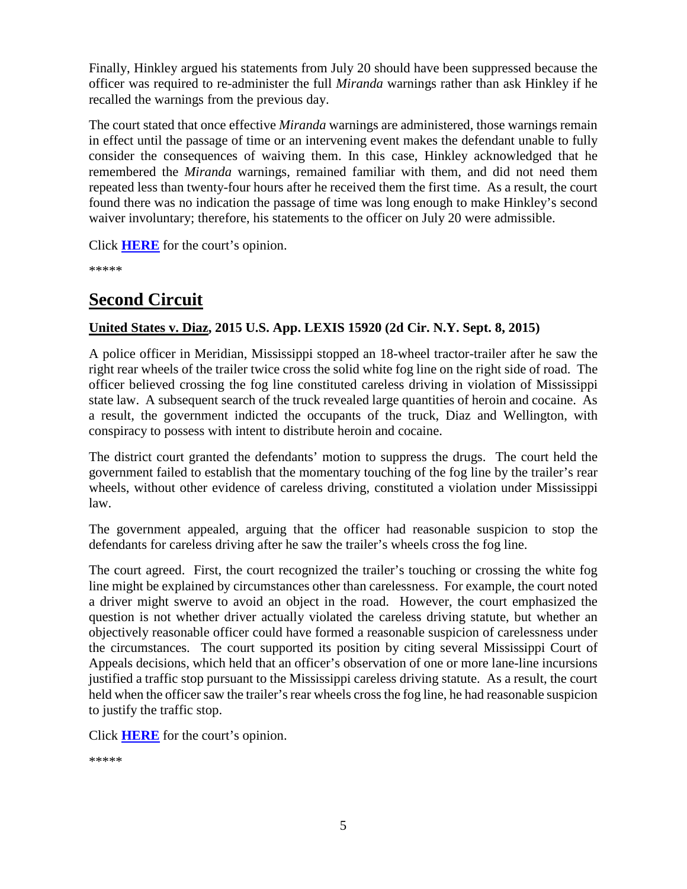Finally, Hinkley argued his statements from July 20 should have been suppressed because the officer was required to re-administer the full *Miranda* warnings rather than ask Hinkley if he recalled the warnings from the previous day.

The court stated that once effective *Miranda* warnings are administered, those warnings remain in effect until the passage of time or an intervening event makes the defendant unable to fully consider the consequences of waiving them. In this case, Hinkley acknowledged that he remembered the *Miranda* warnings, remained familiar with them, and did not need them repeated less than twenty-four hours after he received them the first time. As a result, the court found there was no indication the passage of time was long enough to make Hinkley's second waiver involuntary; therefore, his statements to the officer on July 20 were admissible.

Click **HERE** for the court's opinion.

*****

# Second Circuit

**United States v. Diaz, 2015 U.S. App. LEXIS 15920 (2d Cir. N.Y. Sept. 8, 2015)**

A police officer in Meridian, Mississippi stopped an 18-wheel tractor-trailer after he saw the right rear wheels of the trailer twice cross the solid white fog line on the right side of road. The officer believed crossing the fog line constituted careless driving in violation of Mississippi state law. A subsequent search of the truck revealed large quantities of heroin and cocaine. As a result, the government indicted the occupants of the truck, Diaz and Wellington, with conspiracy to possess with intent to distribute heroin and cocaine.

The district court granted the defendants' motion to suppress the drugs. The court held the government failed to establish that the momentary touching of the fog line by the trailer's rear wheels, without other evidence of careless driving, constituted a violation under Mississippi law.

The government appealed, arguing that the officer had reasonable suspicion to stop the defendants for careless driving after he saw the trailer's wheels cross the fog line.

The court agreed. First, the court recognized the trailer's touching or crossing the white fog line might be explained by circumstances other than carelessness. For example, the court noted a driver might swerve to avoid an object in the road. However, the court emphasized the question is not whether driver actually violated the careless driving statute, but whether an objectively reasonable officer could have formed a reasonable suspicion of carelessness under the circumstances. The court supported its position by citing several Mississippi Court of Appeals decisions, which held that an officer's observation of one or more lane-line incursions justified a traffic stop pursuant to the Mississippi careless driving statute. As a result, the court held when the officer saw the trailer's rear wheels cross the fog line, he had reasonable suspicion to justify the traffic stop.

Click **HERE** for the court's opinion.

*****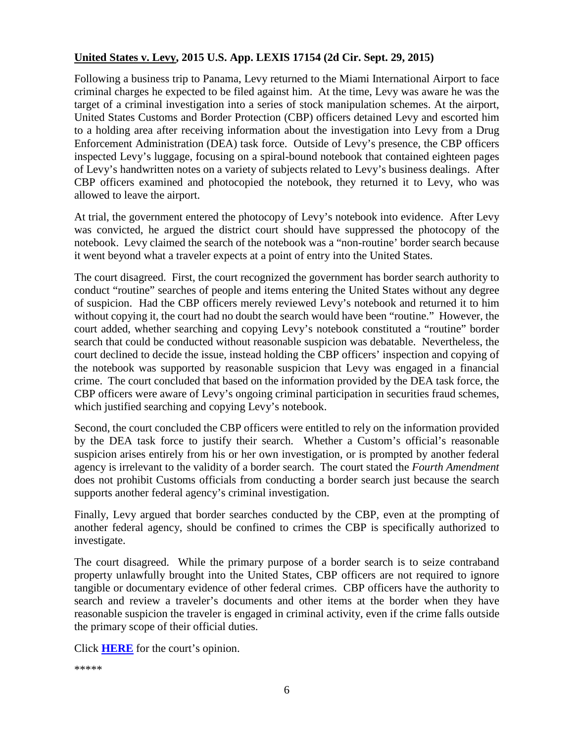**United States v. Levy, 2015 U.S. App. LEXIS 17154 (2d Cir. Sept. 29, 2015)**

Following a business trip to Panama, Levy returned to the Miami International Airport to face criminal charges he expected to be filed against him. At the time, Levy was aware he was the target of a criminal investigation into a series of stock manipulation schemes. At the airport, United States Customs and Border Protection (CBP) officers detained Levy and escorted him to a holding area after receiving information about the investigation into Levy from a Drug Enforcement Administration (DEA) task force. Outside of Levy's presence, the CBP officers inspected Levy's luggage, focusing on a spiral-bound notebook that contained eighteen pages of Levy's handwritten notes on a variety of subjects related to Levy's business dealings. After CBP officers examined and photocopied the notebook, they returned it to Levy, who was allowed to leave the airport.

At trial, the government entered the photocopy of Levy's notebook into evidence. After Levy was convicted, he argued the district court should have suppressed the photocopy of the notebook. Levy claimed the search of the notebook was a "non-routine' border search because it went beyond what a traveler expects at a point of entry into the United States.

The court disagreed. First, the court recognized the government has border search authority to conduct "routine" searches of people and items entering the United States without any degree of suspicion. Had the CBP officers merely reviewed Levy's notebook and returned it to him without copying it, the court had no doubt the search would have been "routine." However, the court added, whether searching and copying Levy's notebook constituted a "routine" border search that could be conducted without reasonable suspicion was debatable. Nevertheless, the court declined to decide the issue, instead holding the CBP officers' inspection and copying of the notebook was supported by reasonable suspicion that Levy was engaged in a financial crime. The court concluded that based on the information provided by the DEA task force, the CBP officers were aware of Levy's ongoing criminal participation in securities fraud schemes, which justified searching and copying Levy's notebook.

Second, the court concluded the CBP officers were entitled to rely on the information provided by the DEA task force to justify their search. Whether a Custom's official's reasonable suspicion arises entirely from his or her own investigation, or is prompted by another federal agency is irrelevant to the validity of a border search. The court stated the *Fourth Amendment* does not prohibit Customs officials from conducting a border search just because the search supports another federal agency's criminal investigation.

Finally, Levy argued that border searches conducted by the CBP, even at the prompting of another federal agency, should be confined to crimes the CBP is specifically authorized to investigate.

The court disagreed. While the primary purpose of a border search is to seize contraband property unlawfully brought into the United States, CBP officers are not required to ignore tangible or documentary evidence of other federal crimes. CBP officers have the authority to search and review a traveler's documents and other items at the border when they have reasonable suspicion the traveler is engaged in criminal activity, even if the crime falls outside the primary scope of their official duties.

Click **HERE** for the court's opinion.

*****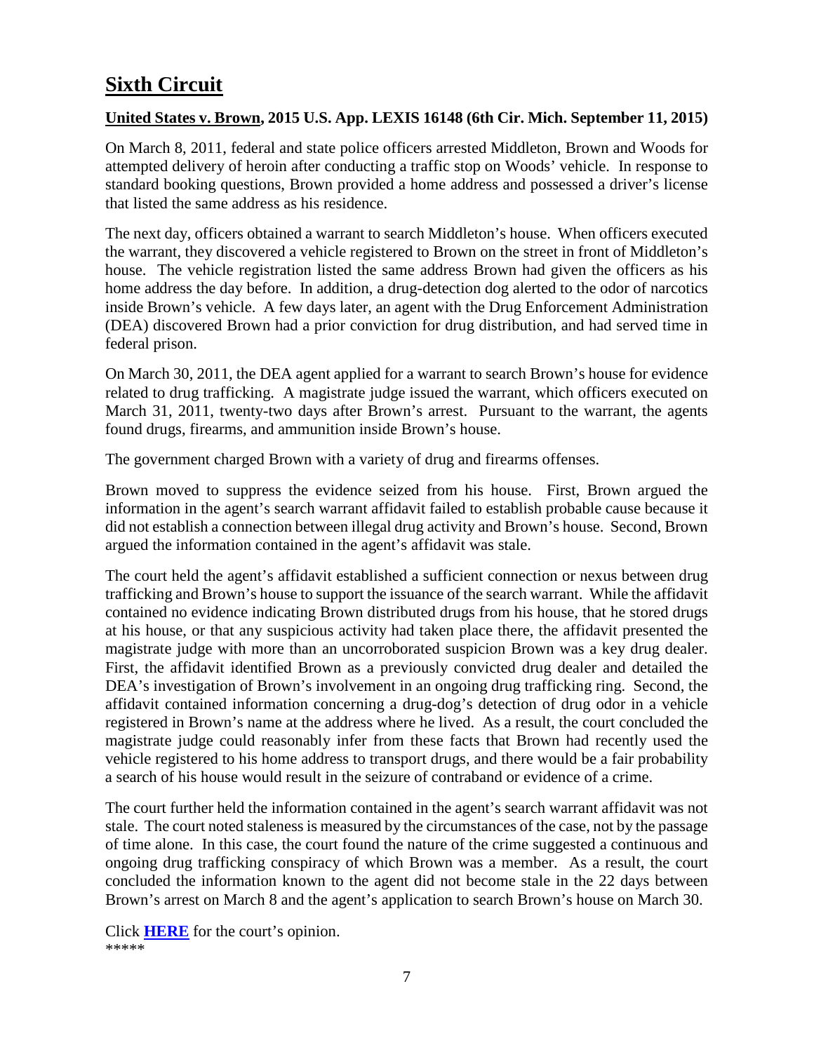# Sixth Circuit

### United States v. Brown, 2015 U.S. App. LEXIS 16148 (6th Cir. Mich. September 11, 2015)

On March 8, 2011, federal and state police officers arrested Middleton, Brown and Woods for attempted delivery of heroin after conducting a traffic stop on Woods' vehicle. In response to standard booking questions, Brown provided a home address and possessed a driver's license that listed the same address as his residence.

The next day, officers obtained a warrant to search Middleton's house. When officers executed the warrant, they discovered a vehicle registered to Brown on the street in front of Middleton's house. The vehicle registration listed the same address Brown had given the officers as his home address the day before. In addition, a drug-detection dog alerted to the odor of narcotics inside Brown's vehicle. A few days later, an agent with the Drug Enforcement Administration (DEA) discovered Brown had a prior conviction for drug distribution, and had served time in federal prison.

On March 30, 2011, the DEA agent applied for a warrant to search Brown's house for evidence related to drug trafficking. A magistrate judge issued the warrant, which officers executed on March 31, 2011, twenty-two days after Brown's arrest. Pursuant to the warrant, the agents found drugs, firearms, and ammunition inside Brown's house.

The government charged Brown with a variety of drug and firearms offenses.

Brown moved to suppress the evidence seized from his house. First, Brown argued the information in the agent's search warrant affidavit failed to establish probable cause because it did not establish a connection between illegal drug activity and Brown's house. Second, Brown argued the information contained in the agent's affidavit was stale.

The court held the agent's affidavit established a sufficient connection or nexus between drug trafficking and Brown's house to support the issuance of the search warrant. While the affidavit contained no evidence indicating Brown distributed drugs from his house, that he stored drugs at his house, or that any suspicious activity had taken place there, the affidavit presented the magistrate judge with more than an uncorroborated suspicion Brown was a key drug dealer. First, the affidavit identified Brown as a previously convicted drug dealer and detailed the DEA's investigation of Brown's involvement in an ongoing drug trafficking ring. Second, the affidavit contained information concerning a drug-dog's detection of drug odor in a vehicle registered in Brown's name at the address where he lived. As a result, the court concluded the magistrate judge could reasonably infer from these facts that Brown had recently used the vehicle registered to his home address to transport drugs, and there would be a fair probability a search of his house would result in the seizure of contraband or evidence of a crime.

The court further held the information contained in the agent's search warrant affidavit was not stale. The court noted staleness is measured by the circumstances of the case, not by the passage of time alone. In this case, the court found the nature of the crime suggested a continuous and ongoing drug trafficking conspiracy of which Brown was a member. As a result, the court concluded the information known to the agent did not become stale in the 22 days between Brown's arrest on March 8 and the agent's application to search Brown's house on March 30.

Click **HERE** for the court's opinion.

*****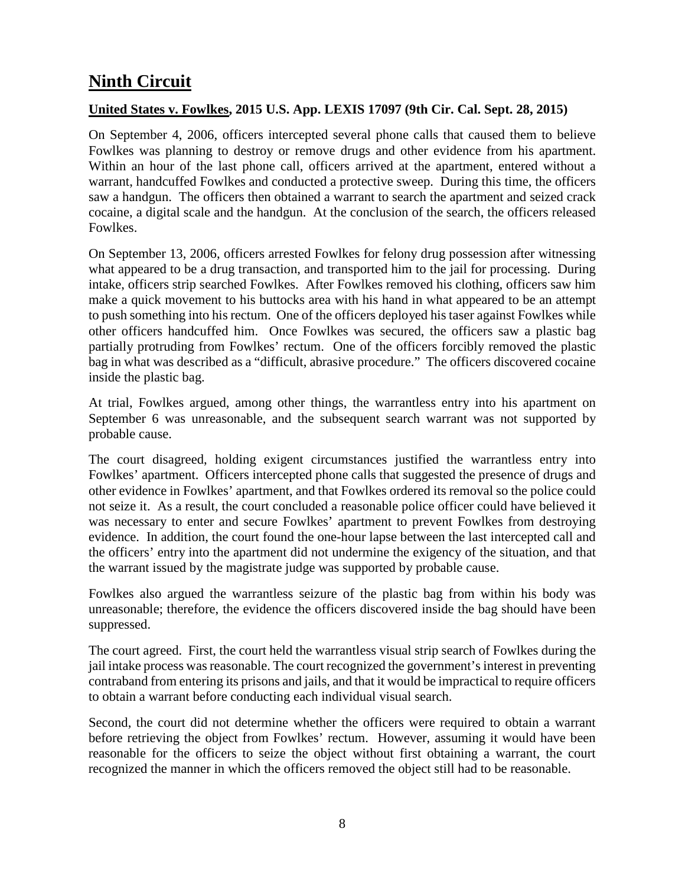# **Ninth Circuit**

**United States v. Fowlkes, 2015 U.S. App. LEXIS 17097 (9th Cir. Cal. Sept. 28, 2015)**

On September 4, 2006, officers intercepted several phone calls that caused them to believe Fowlkes was planning to destroy or remove drugs and other evidence from his apartment. Within an hour of the last phone call, officers arrived at the apartment, entered without a warrant, handcuffed Fowlkes and conducted a protective sweep. During this time, the officers saw a handgun. The officers then obtained a warrant to search the apartment and seized crack cocaine, a digital scale and the handgun. At the conclusion of the search, the officers released Fowlkes.

On September 13, 2006, officers arrested Fowlkes for felony drug possession after witnessing what appeared to be a drug transaction, and transported him to the jail for processing. During intake, officers strip searched Fowlkes. After Fowlkes removed his clothing, officers saw him make a quick movement to his buttocks area with his hand in what appeared to be an attempt to push something into his rectum. One of the officers deployed his taser against Fowlkes while other officers handcuffed him. Once Fowlkes was secured, the officers saw a plastic bag partially protruding from Fowlkes' rectum. One of the officers forcibly removed the plastic bag in what was described as a "difficult, abrasive procedure." The officers discovered cocaine inside the plastic bag.

At trial, Fowlkes argued, among other things, the warrantless entry into his apartment on September 6 was unreasonable, and the subsequent search warrant was not supported by probable cause.

The court disagreed, holding exigent circumstances justified the warrantless entry into Fowlkes' apartment. Officers intercepted phone calls that suggested the presence of drugs and other evidence in Fowlkes' apartment, and that Fowlkes ordered its removal so the police could not seize it. As a result, the court concluded a reasonable police officer could have believed it was necessary to enter and secure Fowlkes' apartment to prevent Fowlkes from destroying evidence. In addition, the court found the one-hour lapse between the last intercepted call and the officers' entry into the apartment did not undermine the exigency of the situation, and that the warrant issued by the magistrate judge was supported by probable cause.

Fowlkes also argued the warrantless seizure of the plastic bag from within his body was unreasonable; therefore, the evidence the officers discovered inside the bag should have been suppressed.

The court agreed. First, the court held the warrantless visual strip search of Fowlkes during the jail intake process was reasonable. The court recognized the government's interest in preventing contraband from entering its prisons and jails, and that it would be impractical to require officers to obtain a warrant before conducting each individual visual search.

Second, the court did not determine whether the officers were required to obtain a warrant before retrieving the object from Fowlkes' rectum. However, assuming it would have been reasonable for the officers to seize the object without first obtaining a warrant, the court recognized the manner in which the officers removed the object still had to be reasonable.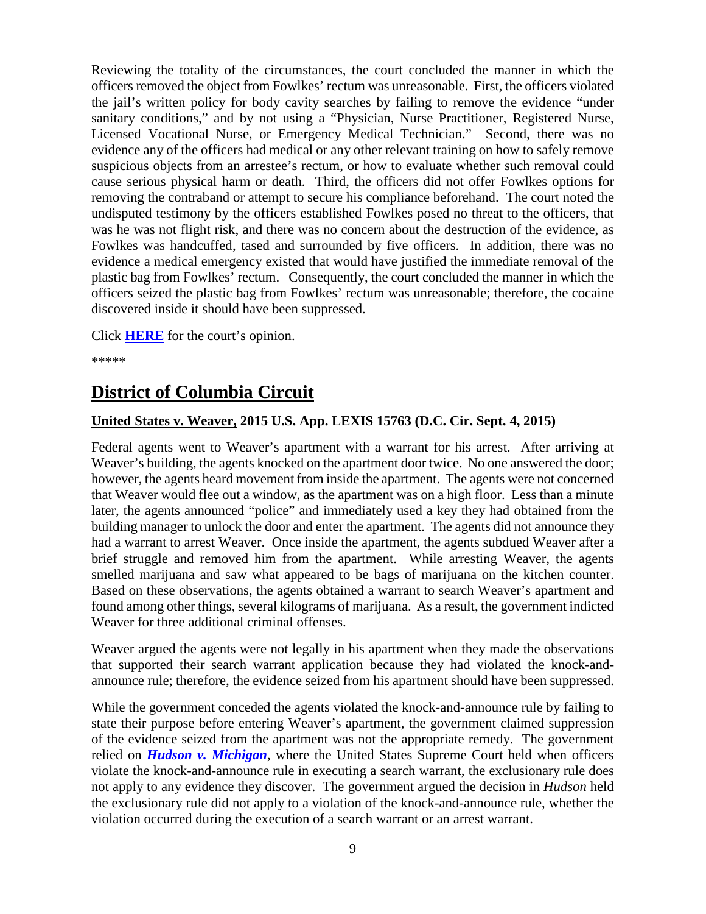Reviewing the totality of the circumstances, the court concluded the manner in which the officers removed the object from Fowlkes' rectum was unreasonable. First, the officers violated the jail's written policy for body cavity searches by failing to remove the evidence "under sanitary conditions," and by not using a "Physician, Nurse Practitioner, Registered Nurse, Licensed Vocational Nurse, or Emergency Medical Technician." Second, there was no evidence any of the officers had medical or any other relevant training on how to safely remove suspicious objects from an arrestee's rectum, or how to evaluate whether such removal could cause serious physical harm or death. Third, the officers did not offer Fowlkes options for removing the contraband or attempt to secure his compliance beforehand. The court noted the undisputed testimony by the officers established Fowlkes posed no threat to the officers, that was he was not flight risk, and there was no concern about the destruction of the evidence, as Fowlkes was handcuffed, tased and surrounded by five officers. In addition, there was no evidence a medical emergency existed that would have justified the immediate removal of the plastic bag from Fowlkes' rectum. Consequently, the court concluded the manner in which the officers seized the plastic bag from Fowlkes' rectum was unreasonable; therefore, the cocaine discovered inside it should have been suppressed.

Click **HERE** for the court's opinion.

*****

# District of Columbia Circuit

**United States v. Weaver, 2015 U.S. App. LEXIS 15763 (D.C. Cir. Sept. 4, 2015)**

Federal agents went to Weaver's apartment with a warrant for his arrest. After arriving at Weaver's building, the agents knocked on the apartment door twice. No one answered the door; however, the agents heard movement from inside the apartment. The agents were not concerned that Weaver would flee out a window, as the apartment was on a high floor. Less than a minute later, the agents announced "police" and immediately used a key they had obtained from the building manager to unlock the door and enter the apartment. The agents did not announce they had a warrant to arrest Weaver. Once inside the apartment, the agents subdued Weaver after a brief struggle and removed him from the apartment. While arresting Weaver, the agents smelled marijuana and saw what appeared to be bags of marijuana on the kitchen counter. Based on these observations, the agents obtained a warrant to search Weaver's apartment and found among other things, several kilograms of marijuana. As a result, the government indicted Weaver for three additional criminal offenses.

Weaver argued the agents were not legally in his apartment when they made the observations that supported their search warrant application because they had violated the knock-and-announce rule; therefore, the evidence seized from his apartment should have been suppressed.

While the government conceded the agents violated the knock-and-announce rule by failing to state their purpose before entering Weaver's apartment, the government claimed suppression of the evidence seized from the apartment was not the appropriate remedy. The government relied on ***Hudson v. Michigan***, where the United States Supreme Court held when officers violate the knock-and-announce rule in executing a search warrant, the exclusionary rule does not apply to any evidence they discover. The government argued the decision in *Hudson* held the exclusionary rule did not apply to a violation of the knock-and-announce rule, whether the violation occurred during the execution of a search warrant or an arrest warrant.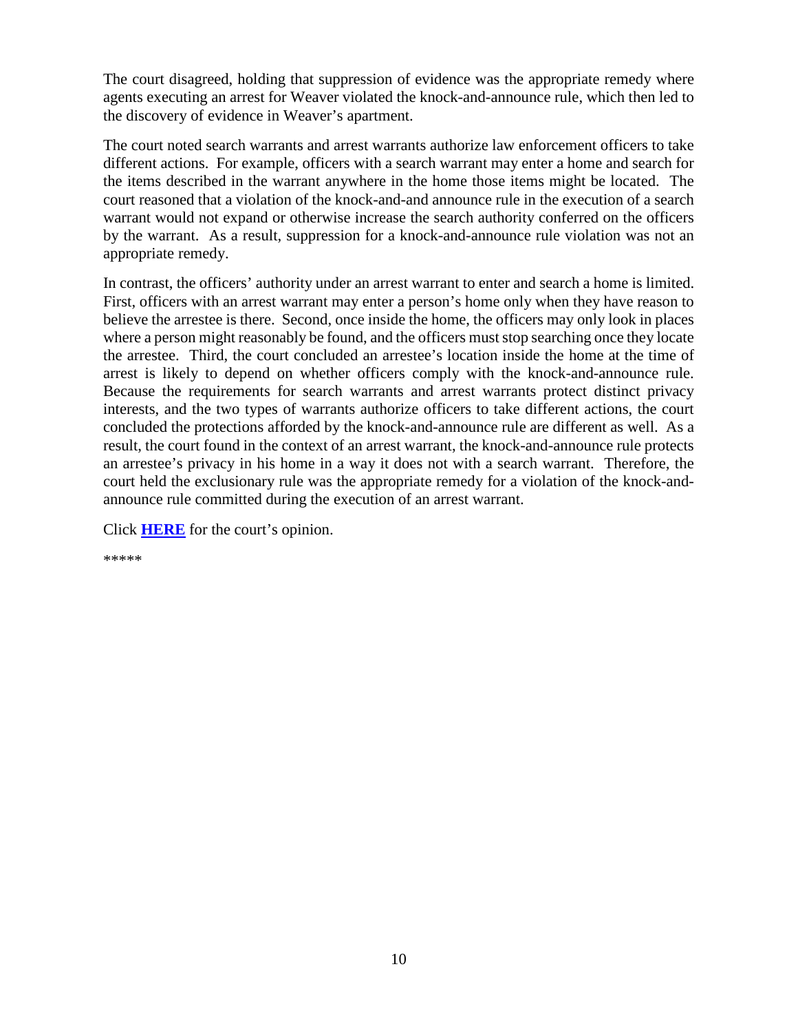The court disagreed, holding that suppression of evidence was the appropriate remedy where agents executing an arrest for Weaver violated the knock-and-announce rule, which then led to the discovery of evidence in Weaver's apartment.

The court noted search warrants and arrest warrants authorize law enforcement officers to take different actions. For example, officers with a search warrant may enter a home and search for the items described in the warrant anywhere in the home those items might be located. The court reasoned that a violation of the knock-and-and announce rule in the execution of a search warrant would not expand or otherwise increase the search authority conferred on the officers by the warrant. As a result, suppression for a knock-and-announce rule violation was not an appropriate remedy.

In contrast, the officers' authority under an arrest warrant to enter and search a home is limited. First, officers with an arrest warrant may enter a person's home only when they have reason to believe the arrestee is there. Second, once inside the home, the officers may only look in places where a person might reasonably be found, and the officers must stop searching once they locate the arrestee. Third, the court concluded an arrestee's location inside the home at the time of arrest is likely to depend on whether officers comply with the knock-and-announce rule. Because the requirements for search warrants and arrest warrants protect distinct privacy interests, and the two types of warrants authorize officers to take different actions, the court concluded the protections afforded by the knock-and-announce rule are different as well. As a result, the court found in the context of an arrest warrant, the knock-and-announce rule protects an arrestee's privacy in his home in a way it does not with a search warrant. Therefore, the court held the exclusionary rule was the appropriate remedy for a violation of the knock-and-announce rule committed during the execution of an arrest warrant.

Click **HERE** for the court's opinion.

*****